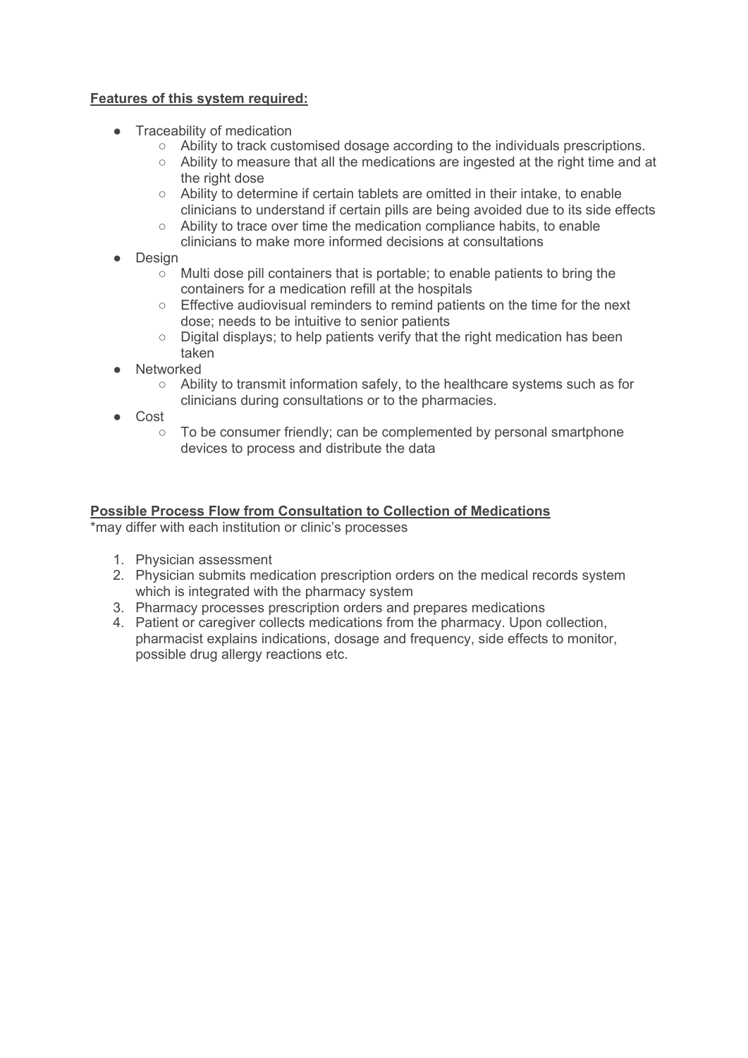**Features of this system required:**

- Traceability of medication
  - Ability to track customised dosage according to the individuals prescriptions.
  - Ability to measure that all the medications are ingested at the right time and at the right dose
  - Ability to determine if certain tablets are omitted in their intake, to enable clinicians to understand if certain pills are being avoided due to its side effects
  - Ability to trace over time the medication compliance habits, to enable clinicians to make more informed decisions at consultations
- Design
  - Multi dose pill containers that is portable; to enable patients to bring the containers for a medication refill at the hospitals
  - Effective audiovisual reminders to remind patients on the time for the next dose; needs to be intuitive to senior patients
  - Digital displays; to help patients verify that the right medication has been taken
- Networked
  - Ability to transmit information safely, to the healthcare systems such as for clinicians during consultations or to the pharmacies.
- Cost
  - To be consumer friendly; can be complemented by personal smartphone devices to process and distribute the data

**Possible Process Flow from Consultation to Collection of Medications**

*may differ with each institution or clinic's processes

1. Physician assessment
2. Physician submits medication prescription orders on the medical records system which is integrated with the pharmacy system
3. Pharmacy processes prescription orders and prepares medications
4. Patient or caregiver collects medications from the pharmacy. Upon collection, pharmacist explains indications, dosage and frequency, side effects to monitor, possible drug allergy reactions etc.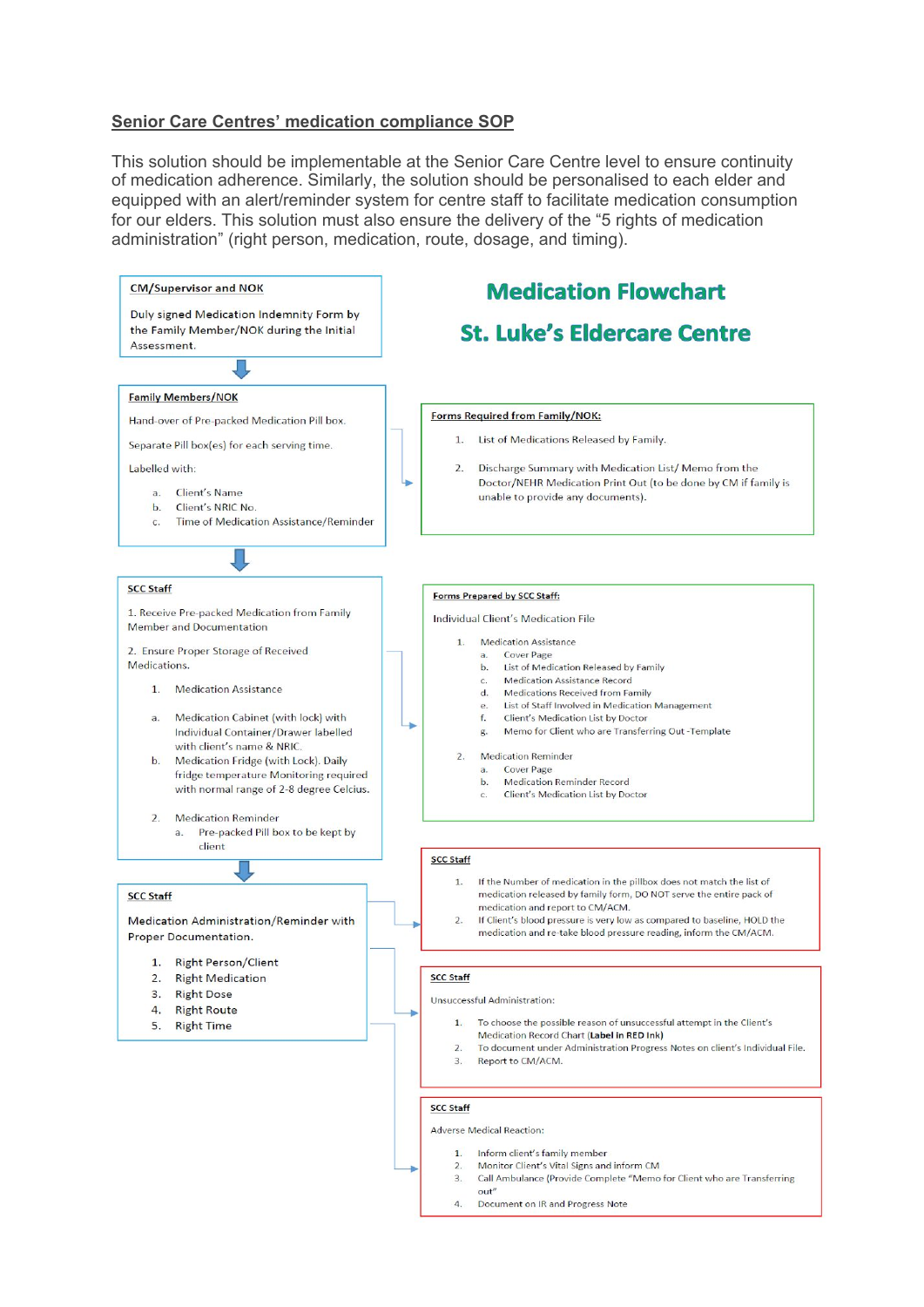## Senior Care Centres' medication compliance SOP

This solution should be implementable at the Senior Care Centre level to ensure continuity of medication adherence. Similarly, the solution should be personalised to each elder and equipped with an alert/reminder system for centre staff to facilitate medication consumption for our elders. This solution must also ensure the delivery of the "5 rights of medication administration" (right person, medication, route, dosage, and timing).

# Medication Flowchart

# St. Luke's Eldercare Centre

**CM/Supervisor and NOK**

Duly signed Medication Indemnity Form by the Family Member/NOK during the Initial Assessment.

↓

**Family Members/NOK**

Hand-over of Pre-packed Medication Pill box.

Separate Pill box(es) for each serving time.

Labelled with:

a. Client's Name
b. Client's NRIC No.
c. Time of Medication Assistance/Reminder

→ **Forms Required from Family/NOK:**

1. List of Medications Released by Family.
2. Discharge Summary with Medication List/ Memo from the Doctor/NEHR Medication Print Out (to be done by CM if family is unable to provide any documents).

↓

**SCC Staff**

1. Receive Pre-packed Medication from Family Member and Documentation

2. Ensure Proper Storage of Received Medications.

1. Medication Assistance
   a. Medication Cabinet (with lock) with Individual Container/Drawer labelled with client's name & NRIC.
   b. Medication Fridge (with Lock). Daily fridge temperature Monitoring required with normal range of 2-8 degree Celcius.
2. Medication Reminder
   a. Pre-packed Pill box to be kept by client

→ **Forms Prepared by SCC Staff:**

Individual Client's Medication File

1. Medication Assistance
   a. Cover Page
   b. List of Medication Released by Family
   c. Medication Assistance Record
   d. Medications Received from Family
   e. List of Staff Involved in Medication Management
   f. Client's Medication List by Doctor
   g. Memo for Client who are Transferring Out -Template
2. Medication Reminder
   a. Cover Page
   b. Medication Reminder Record
   c. Client's Medication List by Doctor

↓

**SCC Staff**

Medication Administration/Reminder with Proper Documentation.

1. Right Person/Client
2. Right Medication
3. Right Dose
4. Right Route
5. Right Time

→ **SCC Staff**

1. If the Number of medication in the pillbox does not match the list of medication released by family form, DO NOT serve the entire pack of medication and report to CM/ACM.
2. If Client's blood pressure is very low as compared to baseline, HOLD the medication and re-take blood pressure reading, inform the CM/ACM.

→ **SCC Staff**

Unsuccessful Administration:

1. To choose the possible reason of unsuccessful attempt in the Client's Medication Record Chart (**Label in RED Ink**)
2. To document under Administration Progress Notes on client's Individual File.
3. Report to CM/ACM.

→ **SCC Staff**

Adverse Medical Reaction:

1. Inform client's family member
2. Monitor Client's Vital Signs and inform CM
3. Call Ambulance (Provide Complete "Memo for Client who are Transferring out"
4. Document on IR and Progress Note